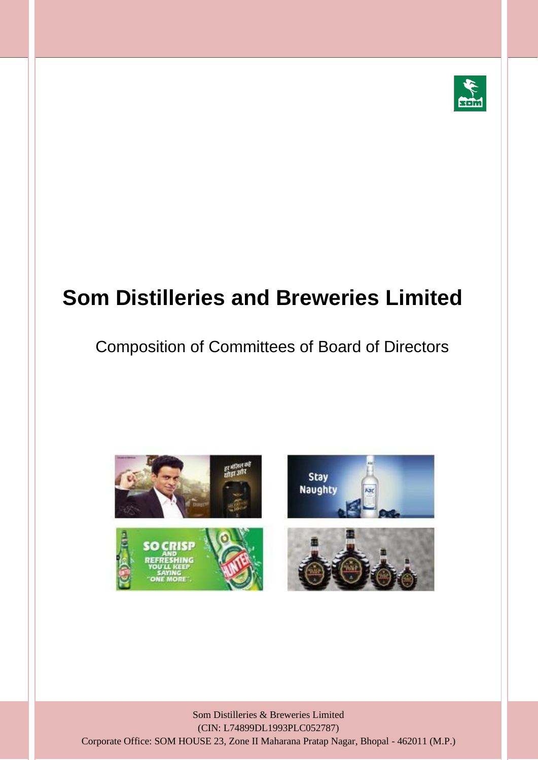# Som Distilleries and Breweries Limited

## Composition of Committees of Board of Directors

Som Distilleries & Breweries Limited
(CIN: L74899DL1993PLC052787)
Corporate Office: SOM HOUSE 23, Zone II Maharana Pratap Nagar, Bhopal - 462011 (M.P.)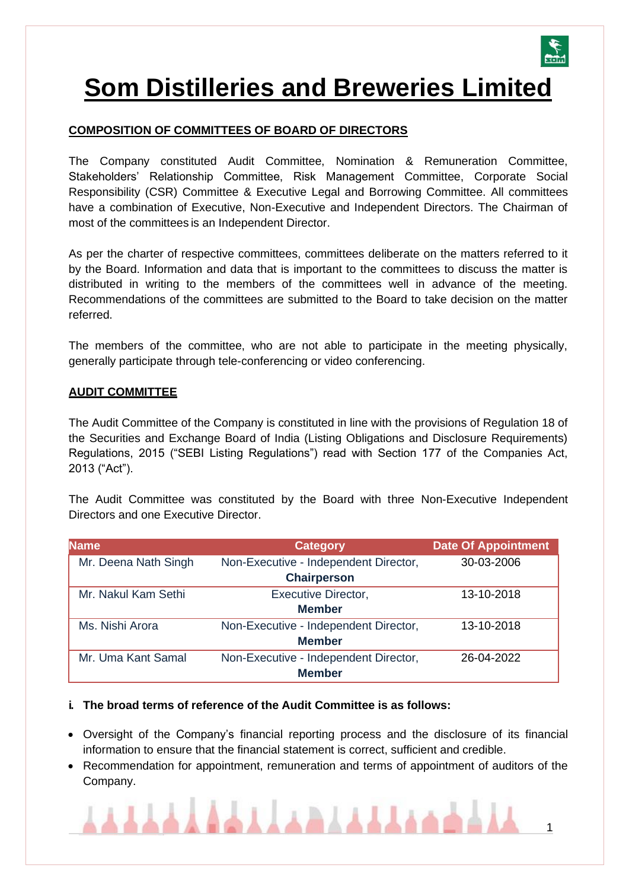# Som Distilleries and Breweries Limited

## COMPOSITION OF COMMITTEES OF BOARD OF DIRECTORS

The Company constituted Audit Committee, Nomination & Remuneration Committee, Stakeholders' Relationship Committee, Risk Management Committee, Corporate Social Responsibility (CSR) Committee & Executive Legal and Borrowing Committee. All committees have a combination of Executive, Non-Executive and Independent Directors. The Chairman of most of the committees is an Independent Director.

As per the charter of respective committees, committees deliberate on the matters referred to it by the Board. Information and data that is important to the committees to discuss the matter is distributed in writing to the members of the committees well in advance of the meeting. Recommendations of the committees are submitted to the Board to take decision on the matter referred.

The members of the committee, who are not able to participate in the meeting physically, generally participate through tele-conferencing or video conferencing.

## AUDIT COMMITTEE

The Audit Committee of the Company is constituted in line with the provisions of Regulation 18 of the Securities and Exchange Board of India (Listing Obligations and Disclosure Requirements) Regulations, 2015 ("SEBI Listing Regulations") read with Section 177 of the Companies Act, 2013 ("Act").

The Audit Committee was constituted by the Board with three Non-Executive Independent Directors and one Executive Director.

| Name | Category | Date Of Appointment |
|---|---|---|
| Mr. Deena Nath Singh | Non-Executive - Independent Director, **Chairperson** | 30-03-2006 |
| Mr. Nakul Kam Sethi | Executive Director, **Member** | 13-10-2018 |
| Ms. Nishi Arora | Non-Executive - Independent Director, **Member** | 13-10-2018 |
| Mr. Uma Kant Samal | Non-Executive - Independent Director, **Member** | 26-04-2022 |

**i. The broad terms of reference of the Audit Committee is as follows:**

- Oversight of the Company's financial reporting process and the disclosure of its financial information to ensure that the financial statement is correct, sufficient and credible.
- Recommendation for appointment, remuneration and terms of appointment of auditors of the Company.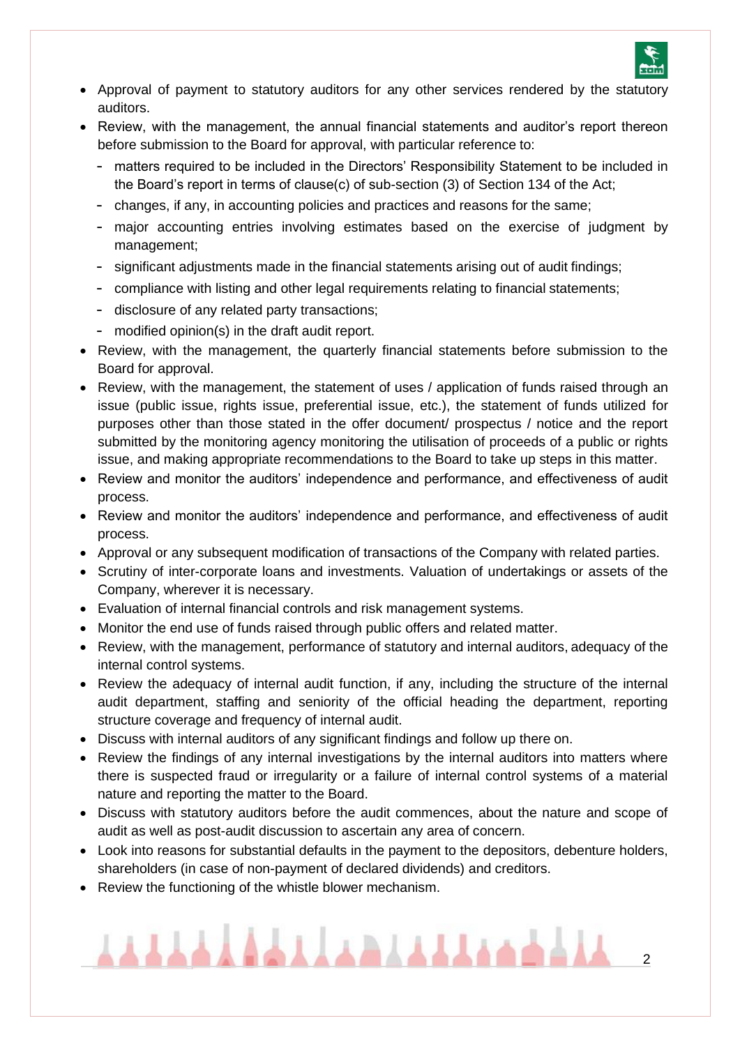- Approval of payment to statutory auditors for any other services rendered by the statutory auditors.
- Review, with the management, the annual financial statements and auditor's report thereon before submission to the Board for approval, with particular reference to:
  - matters required to be included in the Directors' Responsibility Statement to be included in the Board's report in terms of clause(c) of sub-section (3) of Section 134 of the Act;
  - changes, if any, in accounting policies and practices and reasons for the same;
  - major accounting entries involving estimates based on the exercise of judgment by management;
  - significant adjustments made in the financial statements arising out of audit findings;
  - compliance with listing and other legal requirements relating to financial statements;
  - disclosure of any related party transactions;
  - modified opinion(s) in the draft audit report.
- Review, with the management, the quarterly financial statements before submission to the Board for approval.
- Review, with the management, the statement of uses / application of funds raised through an issue (public issue, rights issue, preferential issue, etc.), the statement of funds utilized for purposes other than those stated in the offer document/ prospectus / notice and the report submitted by the monitoring agency monitoring the utilisation of proceeds of a public or rights issue, and making appropriate recommendations to the Board to take up steps in this matter.
- Review and monitor the auditors' independence and performance, and effectiveness of audit process.
- Review and monitor the auditors' independence and performance, and effectiveness of audit process.
- Approval or any subsequent modification of transactions of the Company with related parties.
- Scrutiny of inter-corporate loans and investments. Valuation of undertakings or assets of the Company, wherever it is necessary.
- Evaluation of internal financial controls and risk management systems.
- Monitor the end use of funds raised through public offers and related matter.
- Review, with the management, performance of statutory and internal auditors, adequacy of the internal control systems.
- Review the adequacy of internal audit function, if any, including the structure of the internal audit department, staffing and seniority of the official heading the department, reporting structure coverage and frequency of internal audit.
- Discuss with internal auditors of any significant findings and follow up there on.
- Review the findings of any internal investigations by the internal auditors into matters where there is suspected fraud or irregularity or a failure of internal control systems of a material nature and reporting the matter to the Board.
- Discuss with statutory auditors before the audit commences, about the nature and scope of audit as well as post-audit discussion to ascertain any area of concern.
- Look into reasons for substantial defaults in the payment to the depositors, debenture holders, shareholders (in case of non-payment of declared dividends) and creditors.
- Review the functioning of the whistle blower mechanism.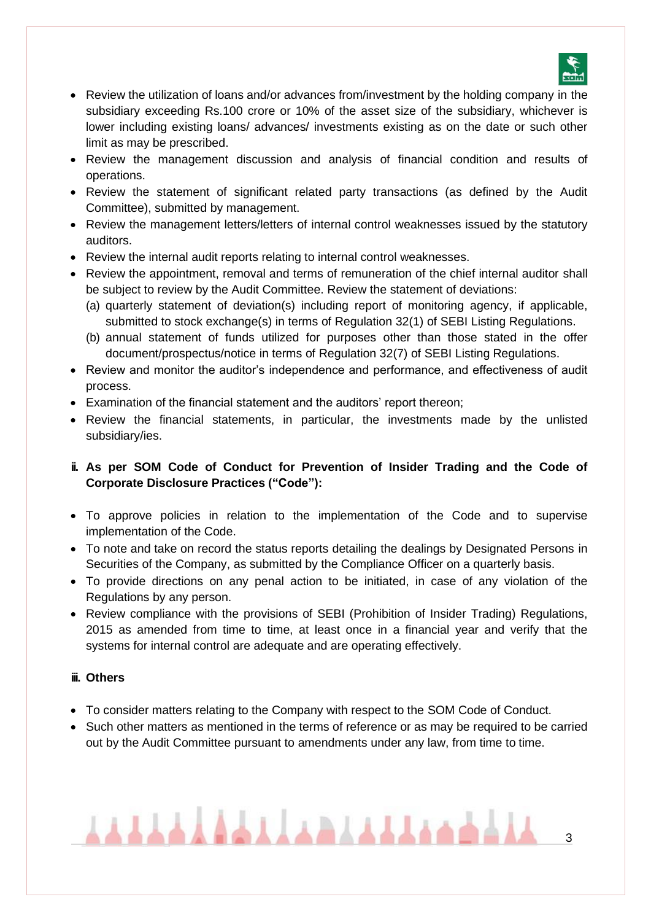- Review the utilization of loans and/or advances from/investment by the holding company in the subsidiary exceeding Rs.100 crore or 10% of the asset size of the subsidiary, whichever is lower including existing loans/ advances/ investments existing as on the date or such other limit as may be prescribed.
- Review the management discussion and analysis of financial condition and results of operations.
- Review the statement of significant related party transactions (as defined by the Audit Committee), submitted by management.
- Review the management letters/letters of internal control weaknesses issued by the statutory auditors.
- Review the internal audit reports relating to internal control weaknesses.
- Review the appointment, removal and terms of remuneration of the chief internal auditor shall be subject to review by the Audit Committee. Review the statement of deviations:
  - (a) quarterly statement of deviation(s) including report of monitoring agency, if applicable, submitted to stock exchange(s) in terms of Regulation 32(1) of SEBI Listing Regulations.
  - (b) annual statement of funds utilized for purposes other than those stated in the offer document/prospectus/notice in terms of Regulation 32(7) of SEBI Listing Regulations.
- Review and monitor the auditor's independence and performance, and effectiveness of audit process.
- Examination of the financial statement and the auditors' report thereon;
- Review the financial statements, in particular, the investments made by the unlisted subsidiary/ies.

**ii. As per SOM Code of Conduct for Prevention of Insider Trading and the Code of Corporate Disclosure Practices ("Code"):**

- To approve policies in relation to the implementation of the Code and to supervise implementation of the Code.
- To note and take on record the status reports detailing the dealings by Designated Persons in Securities of the Company, as submitted by the Compliance Officer on a quarterly basis.
- To provide directions on any penal action to be initiated, in case of any violation of the Regulations by any person.
- Review compliance with the provisions of SEBI (Prohibition of Insider Trading) Regulations, 2015 as amended from time to time, at least once in a financial year and verify that the systems for internal control are adequate and are operating effectively.

**iii. Others**

- To consider matters relating to the Company with respect to the SOM Code of Conduct.
- Such other matters as mentioned in the terms of reference or as may be required to be carried out by the Audit Committee pursuant to amendments under any law, from time to time.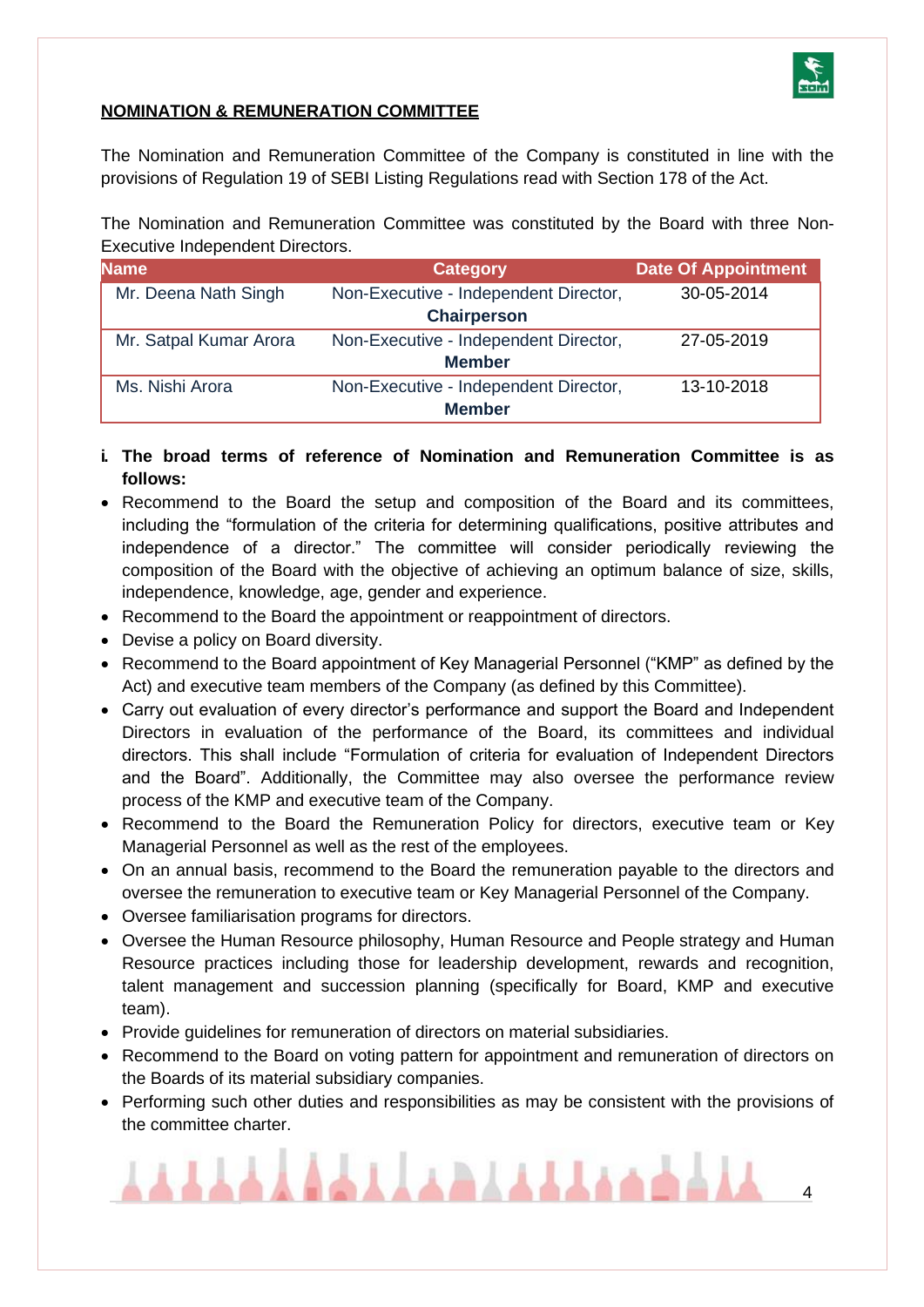## NOMINATION & REMUNERATION COMMITTEE

The Nomination and Remuneration Committee of the Company is constituted in line with the provisions of Regulation 19 of SEBI Listing Regulations read with Section 178 of the Act.

The Nomination and Remuneration Committee was constituted by the Board with three Non-Executive Independent Directors.

| Name | Category | Date Of Appointment |
|---|---|---|
| Mr. Deena Nath Singh | Non-Executive - Independent Director, **Chairperson** | 30-05-2014 |
| Mr. Satpal Kumar Arora | Non-Executive - Independent Director, **Member** | 27-05-2019 |
| Ms. Nishi Arora | Non-Executive - Independent Director, **Member** | 13-10-2018 |

**i. The broad terms of reference of Nomination and Remuneration Committee is as follows:**

- Recommend to the Board the setup and composition of the Board and its committees, including the "formulation of the criteria for determining qualifications, positive attributes and independence of a director." The committee will consider periodically reviewing the composition of the Board with the objective of achieving an optimum balance of size, skills, independence, knowledge, age, gender and experience.
- Recommend to the Board the appointment or reappointment of directors.
- Devise a policy on Board diversity.
- Recommend to the Board appointment of Key Managerial Personnel ("KMP" as defined by the Act) and executive team members of the Company (as defined by this Committee).
- Carry out evaluation of every director's performance and support the Board and Independent Directors in evaluation of the performance of the Board, its committees and individual directors. This shall include "Formulation of criteria for evaluation of Independent Directors and the Board". Additionally, the Committee may also oversee the performance review process of the KMP and executive team of the Company.
- Recommend to the Board the Remuneration Policy for directors, executive team or Key Managerial Personnel as well as the rest of the employees.
- On an annual basis, recommend to the Board the remuneration payable to the directors and oversee the remuneration to executive team or Key Managerial Personnel of the Company.
- Oversee familiarisation programs for directors.
- Oversee the Human Resource philosophy, Human Resource and People strategy and Human Resource practices including those for leadership development, rewards and recognition, talent management and succession planning (specifically for Board, KMP and executive team).
- Provide guidelines for remuneration of directors on material subsidiaries.
- Recommend to the Board on voting pattern for appointment and remuneration of directors on the Boards of its material subsidiary companies.
- Performing such other duties and responsibilities as may be consistent with the provisions of the committee charter.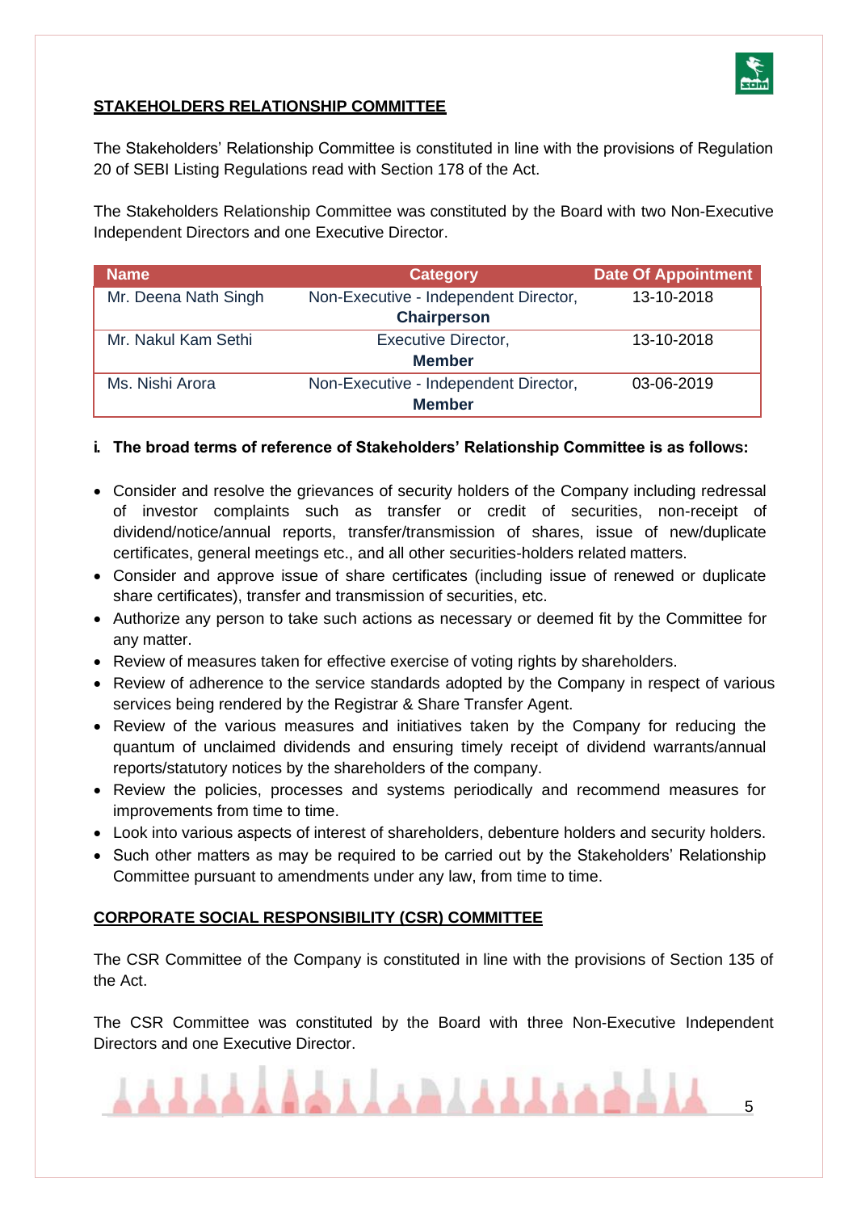## STAKEHOLDERS RELATIONSHIP COMMITTEE

The Stakeholders' Relationship Committee is constituted in line with the provisions of Regulation 20 of SEBI Listing Regulations read with Section 178 of the Act.

The Stakeholders Relationship Committee was constituted by the Board with two Non-Executive Independent Directors and one Executive Director.

| Name | Category | Date Of Appointment |
|---|---|---|
| Mr. Deena Nath Singh | Non-Executive - Independent Director, **Chairperson** | 13-10-2018 |
| Mr. Nakul Kam Sethi | Executive Director, **Member** | 13-10-2018 |
| Ms. Nishi Arora | Non-Executive - Independent Director, **Member** | 03-06-2019 |

**i. The broad terms of reference of Stakeholders' Relationship Committee is as follows:**

- Consider and resolve the grievances of security holders of the Company including redressal of investor complaints such as transfer or credit of securities, non-receipt of dividend/notice/annual reports, transfer/transmission of shares, issue of new/duplicate certificates, general meetings etc., and all other securities-holders related matters.
- Consider and approve issue of share certificates (including issue of renewed or duplicate share certificates), transfer and transmission of securities, etc.
- Authorize any person to take such actions as necessary or deemed fit by the Committee for any matter.
- Review of measures taken for effective exercise of voting rights by shareholders.
- Review of adherence to the service standards adopted by the Company in respect of various services being rendered by the Registrar & Share Transfer Agent.
- Review of the various measures and initiatives taken by the Company for reducing the quantum of unclaimed dividends and ensuring timely receipt of dividend warrants/annual reports/statutory notices by the shareholders of the company.
- Review the policies, processes and systems periodically and recommend measures for improvements from time to time.
- Look into various aspects of interest of shareholders, debenture holders and security holders.
- Such other matters as may be required to be carried out by the Stakeholders' Relationship Committee pursuant to amendments under any law, from time to time.

## CORPORATE SOCIAL RESPONSIBILITY (CSR) COMMITTEE

The CSR Committee of the Company is constituted in line with the provisions of Section 135 of the Act.

The CSR Committee was constituted by the Board with three Non-Executive Independent Directors and one Executive Director.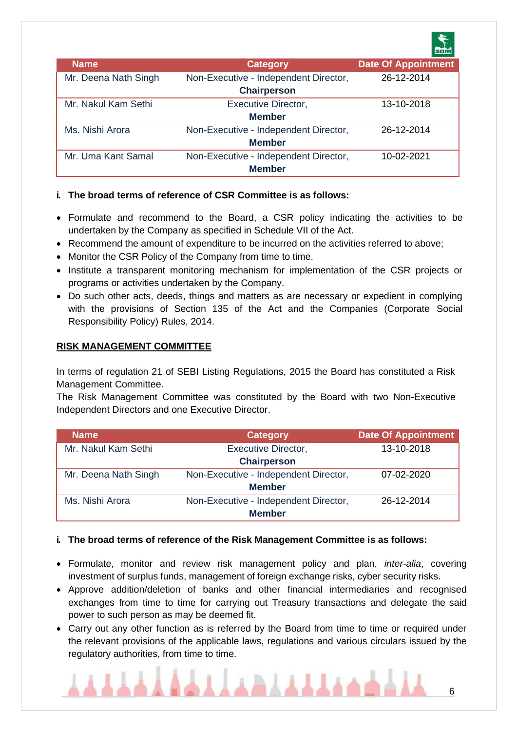| Name | Category | Date Of Appointment |
|---|---|---|
| Mr. Deena Nath Singh | Non-Executive - Independent Director, **Chairperson** | 26-12-2014 |
| Mr. Nakul Kam Sethi | Executive Director, **Member** | 13-10-2018 |
| Ms. Nishi Arora | Non-Executive - Independent Director, **Member** | 26-12-2014 |
| Mr. Uma Kant Samal | Non-Executive - Independent Director, **Member** | 10-02-2021 |

**i. The broad terms of reference of CSR Committee is as follows:**

- Formulate and recommend to the Board, a CSR policy indicating the activities to be undertaken by the Company as specified in Schedule VII of the Act.
- Recommend the amount of expenditure to be incurred on the activities referred to above;
- Monitor the CSR Policy of the Company from time to time.
- Institute a transparent monitoring mechanism for implementation of the CSR projects or programs or activities undertaken by the Company.
- Do such other acts, deeds, things and matters as are necessary or expedient in complying with the provisions of Section 135 of the Act and the Companies (Corporate Social Responsibility Policy) Rules, 2014.

## RISK MANAGEMENT COMMITTEE

In terms of regulation 21 of SEBI Listing Regulations, 2015 the Board has constituted a Risk Management Committee.
The Risk Management Committee was constituted by the Board with two Non-Executive Independent Directors and one Executive Director.

| Name | Category | Date Of Appointment |
|---|---|---|
| Mr. Nakul Kam Sethi | Executive Director, **Chairperson** | 13-10-2018 |
| Mr. Deena Nath Singh | Non-Executive - Independent Director, **Member** | 07-02-2020 |
| Ms. Nishi Arora | Non-Executive - Independent Director, **Member** | 26-12-2014 |

**i. The broad terms of reference of the Risk Management Committee is as follows:**

- Formulate, monitor and review risk management policy and plan, *inter-alia*, covering investment of surplus funds, management of foreign exchange risks, cyber security risks.
- Approve addition/deletion of banks and other financial intermediaries and recognised exchanges from time to time for carrying out Treasury transactions and delegate the said power to such person as may be deemed fit.
- Carry out any other function as is referred by the Board from time to time or required under the relevant provisions of the applicable laws, regulations and various circulars issued by the regulatory authorities, from time to time.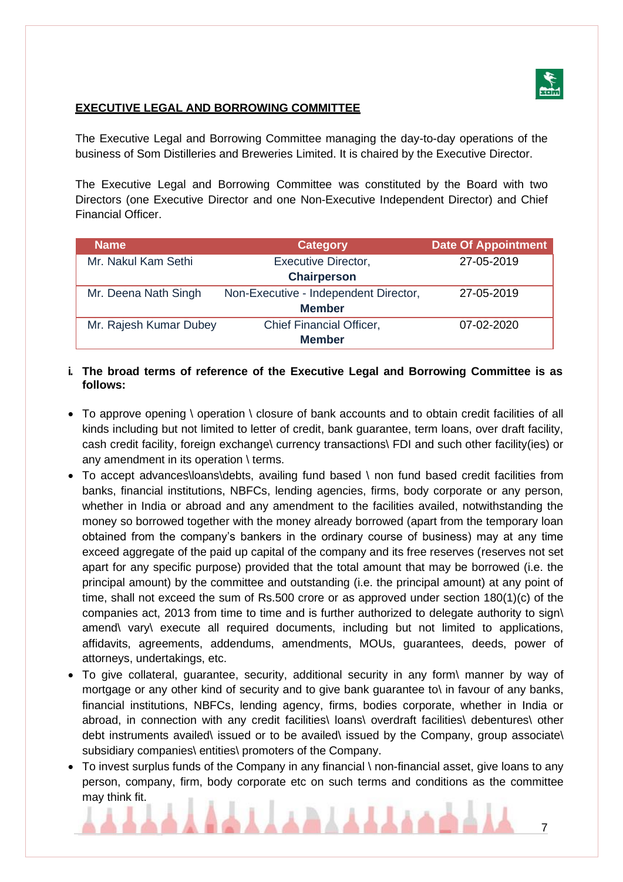## EXECUTIVE LEGAL AND BORROWING COMMITTEE

The Executive Legal and Borrowing Committee managing the day-to-day operations of the business of Som Distilleries and Breweries Limited. It is chaired by the Executive Director.

The Executive Legal and Borrowing Committee was constituted by the Board with two Directors (one Executive Director and one Non-Executive Independent Director) and Chief Financial Officer.

| Name | Category | Date Of Appointment |
|---|---|---|
| Mr. Nakul Kam Sethi | Executive Director, **Chairperson** | 27-05-2019 |
| Mr. Deena Nath Singh | Non-Executive - Independent Director, **Member** | 27-05-2019 |
| Mr. Rajesh Kumar Dubey | Chief Financial Officer, **Member** | 07-02-2020 |

**i. The broad terms of reference of the Executive Legal and Borrowing Committee is as follows:**

- To approve opening \ operation \ closure of bank accounts and to obtain credit facilities of all kinds including but not limited to letter of credit, bank guarantee, term loans, over draft facility, cash credit facility, foreign exchange\ currency transactions\ FDI and such other facility(ies) or any amendment in its operation \ terms.
- To accept advances\loans\debts, availing fund based \ non fund based credit facilities from banks, financial institutions, NBFCs, lending agencies, firms, body corporate or any person, whether in India or abroad and any amendment to the facilities availed, notwithstanding the money so borrowed together with the money already borrowed (apart from the temporary loan obtained from the company's bankers in the ordinary course of business) may at any time exceed aggregate of the paid up capital of the company and its free reserves (reserves not set apart for any specific purpose) provided that the total amount that may be borrowed (i.e. the principal amount) by the committee and outstanding (i.e. the principal amount) at any point of time, shall not exceed the sum of Rs.500 crore or as approved under section 180(1)(c) of the companies act, 2013 from time to time and is further authorized to delegate authority to sign\ amend\ vary\ execute all required documents, including but not limited to applications, affidavits, agreements, addendums, amendments, MOUs, guarantees, deeds, power of attorneys, undertakings, etc.
- To give collateral, guarantee, security, additional security in any form\ manner by way of mortgage or any other kind of security and to give bank guarantee to\ in favour of any banks, financial institutions, NBFCs, lending agency, firms, bodies corporate, whether in India or abroad, in connection with any credit facilities\ loans\ overdraft facilities\ debentures\ other debt instruments availed\ issued or to be availed\ issued by the Company, group associate\ subsidiary companies\ entities\ promoters of the Company.
- To invest surplus funds of the Company in any financial \ non-financial asset, give loans to any person, company, firm, body corporate etc on such terms and conditions as the committee may think fit.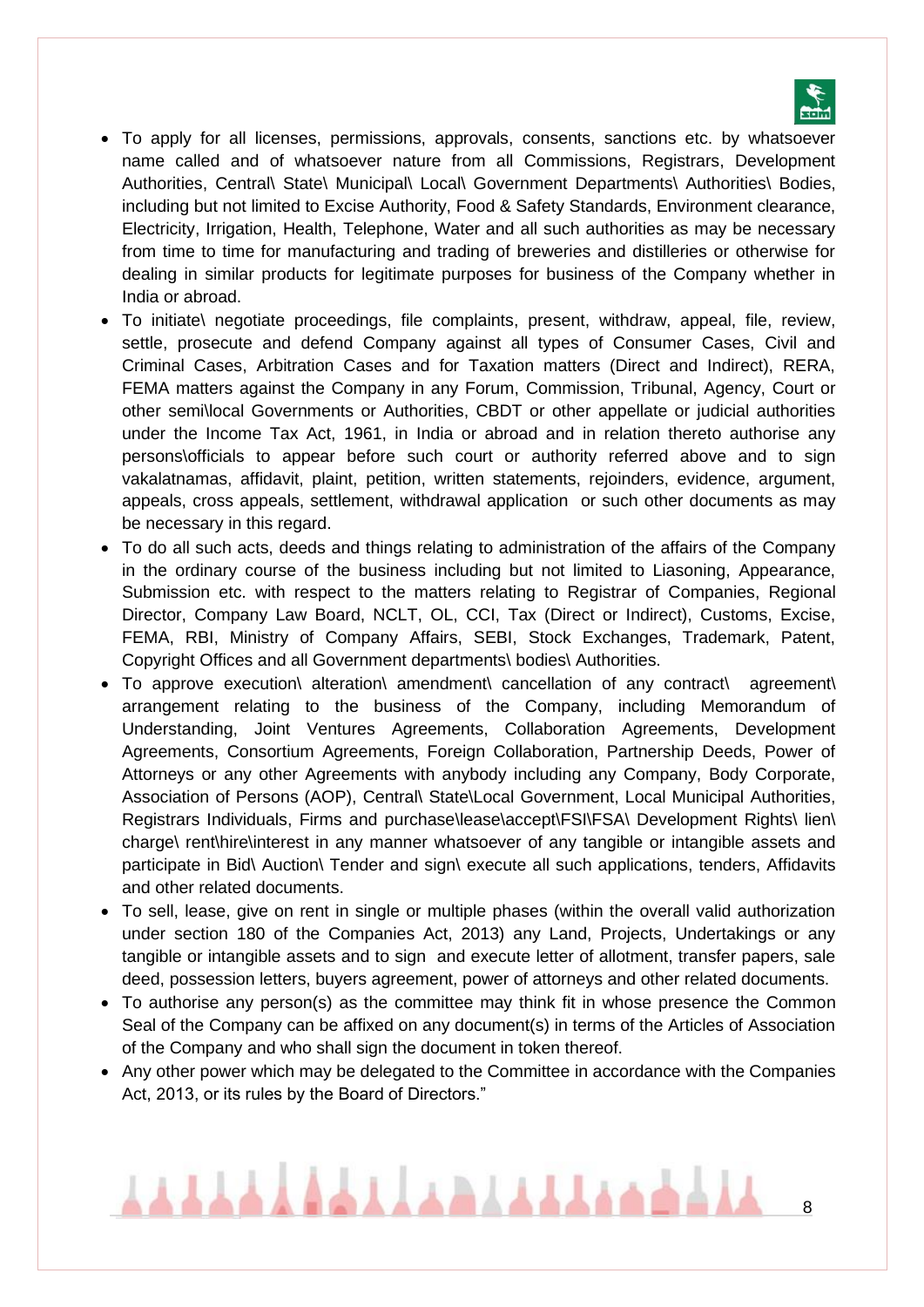- To apply for all licenses, permissions, approvals, consents, sanctions etc. by whatsoever name called and of whatsoever nature from all Commissions, Registrars, Development Authorities, Central\ State\ Municipal\ Local\ Government Departments\ Authorities\ Bodies, including but not limited to Excise Authority, Food & Safety Standards, Environment clearance, Electricity, Irrigation, Health, Telephone, Water and all such authorities as may be necessary from time to time for manufacturing and trading of breweries and distilleries or otherwise for dealing in similar products for legitimate purposes for business of the Company whether in India or abroad.
- To initiate\ negotiate proceedings, file complaints, present, withdraw, appeal, file, review, settle, prosecute and defend Company against all types of Consumer Cases, Civil and Criminal Cases, Arbitration Cases and for Taxation matters (Direct and Indirect), RERA, FEMA matters against the Company in any Forum, Commission, Tribunal, Agency, Court or other semi\local Governments or Authorities, CBDT or other appellate or judicial authorities under the Income Tax Act, 1961, in India or abroad and in relation thereto authorise any persons\officials to appear before such court or authority referred above and to sign vakalatnamas, affidavit, plaint, petition, written statements, rejoinders, evidence, argument, appeals, cross appeals, settlement, withdrawal application or such other documents as may be necessary in this regard.
- To do all such acts, deeds and things relating to administration of the affairs of the Company in the ordinary course of the business including but not limited to Liasoning, Appearance, Submission etc. with respect to the matters relating to Registrar of Companies, Regional Director, Company Law Board, NCLT, OL, CCI, Tax (Direct or Indirect), Customs, Excise, FEMA, RBI, Ministry of Company Affairs, SEBI, Stock Exchanges, Trademark, Patent, Copyright Offices and all Government departments\ bodies\ Authorities.
- To approve execution\ alteration\ amendment\ cancellation of any contract\ agreement\ arrangement relating to the business of the Company, including Memorandum of Understanding, Joint Ventures Agreements, Collaboration Agreements, Development Agreements, Consortium Agreements, Foreign Collaboration, Partnership Deeds, Power of Attorneys or any other Agreements with anybody including any Company, Body Corporate, Association of Persons (AOP), Central\ State\Local Government, Local Municipal Authorities, Registrars Individuals, Firms and purchase\lease\accept\FSI\FSA\ Development Rights\ lien\ charge\ rent\hire\interest in any manner whatsoever of any tangible or intangible assets and participate in Bid\ Auction\ Tender and sign\ execute all such applications, tenders, Affidavits and other related documents.
- To sell, lease, give on rent in single or multiple phases (within the overall valid authorization under section 180 of the Companies Act, 2013) any Land, Projects, Undertakings or any tangible or intangible assets and to sign and execute letter of allotment, transfer papers, sale deed, possession letters, buyers agreement, power of attorneys and other related documents.
- To authorise any person(s) as the committee may think fit in whose presence the Common Seal of the Company can be affixed on any document(s) in terms of the Articles of Association of the Company and who shall sign the document in token thereof.
- Any other power which may be delegated to the Committee in accordance with the Companies Act, 2013, or its rules by the Board of Directors."